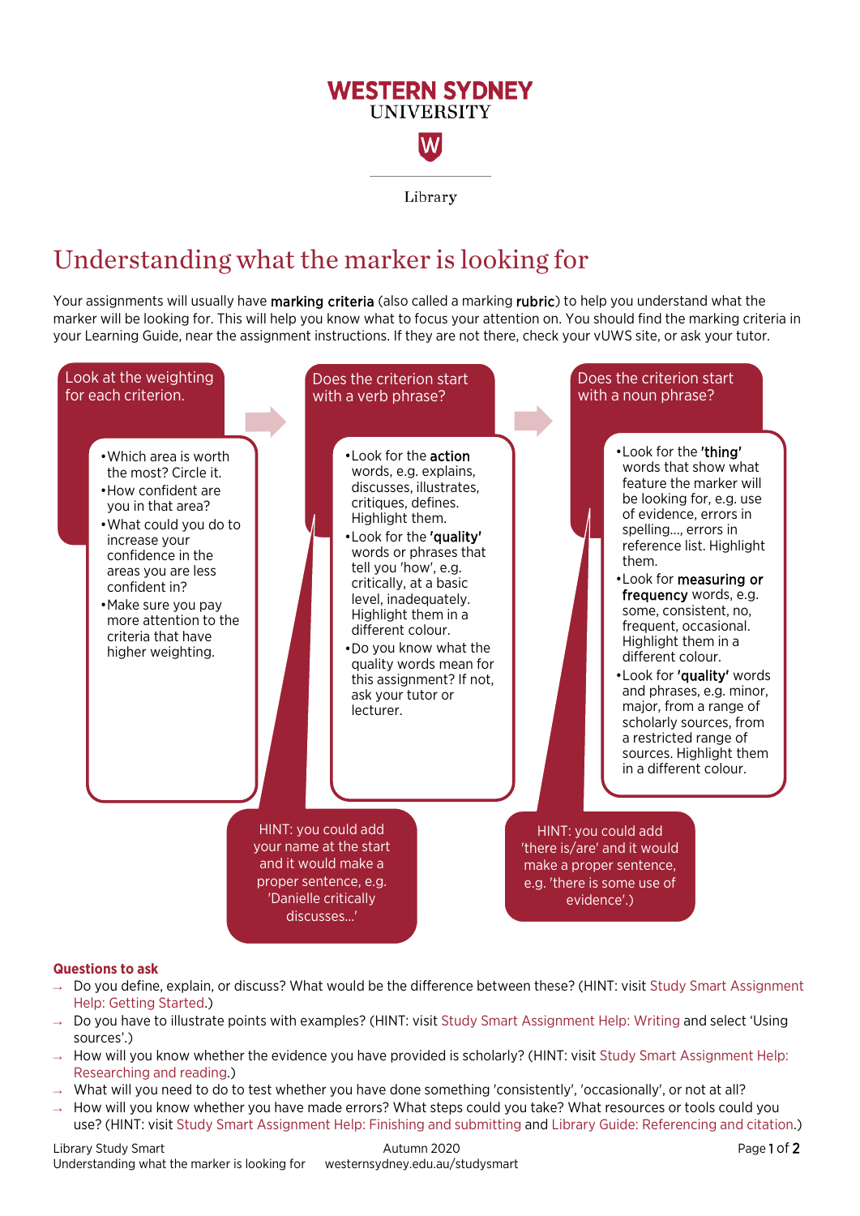WESTERN SYDNEY UNIVERSITY

Library

# Understanding what the marker is looking for

Your assignments will usually have **marking criteria** (also called a marking **rubric**) to help you understand what the marker will be looking for. This will help you know what to focus your attention on. You should find the marking criteria in your Learning Guide, near the assignment instructions. If they are not there, check your vUWS site, or ask your tutor.

### Look at the weighting for each criterion.

- Which area is worth the most? Circle it.
- How confident are you in that area?
- What could you do to increase your confidence in the areas you are less confident in?
- Make sure you pay more attention to the criteria that have higher weighting.

### Does the criterion start with a verb phrase?

- Look for the **action** words, e.g. explains, discusses, illustrates, critiques, defines. Highlight them.
- Look for the **'quality'** words or phrases that tell you 'how', e.g. critically, at a basic level, inadequately. Highlight them in a different colour.
- Do you know what the quality words mean for this assignment? If not, ask your tutor or lecturer.

HINT: you could add your name at the start and it would make a proper sentence, e.g. 'Danielle critically discusses...'

### Does the criterion start with a noun phrase?

- Look for the **'thing'** words that show what feature the marker will be looking for, e.g. use of evidence, errors in spelling..., errors in reference list. Highlight them.
- Look for **measuring or frequency** words, e.g. some, consistent, no, frequent, occasional. Highlight them in a different colour.
- Look for **'quality'** words and phrases, e.g. minor, major, from a range of scholarly sources, from a restricted range of sources. Highlight them in a different colour.

HINT: you could add 'there is/are' and it would make a proper sentence, e.g. 'there is some use of evidence'.)

### Questions to ask

- Do you define, explain, or discuss? What would be the difference between these? (HINT: visit Study Smart Assignment Help: Getting Started.)
- Do you have to illustrate points with examples? (HINT: visit Study Smart Assignment Help: Writing and select 'Using sources'.)
- How will you know whether the evidence you have provided is scholarly? (HINT: visit Study Smart Assignment Help: Researching and reading.)
- What will you need to do to test whether you have done something 'consistently', 'occasionally', or not at all?
- How will you know whether you have made errors? What steps could you take? What resources or tools could you use? (HINT: visit Study Smart Assignment Help: Finishing and submitting and Library Guide: Referencing and citation.)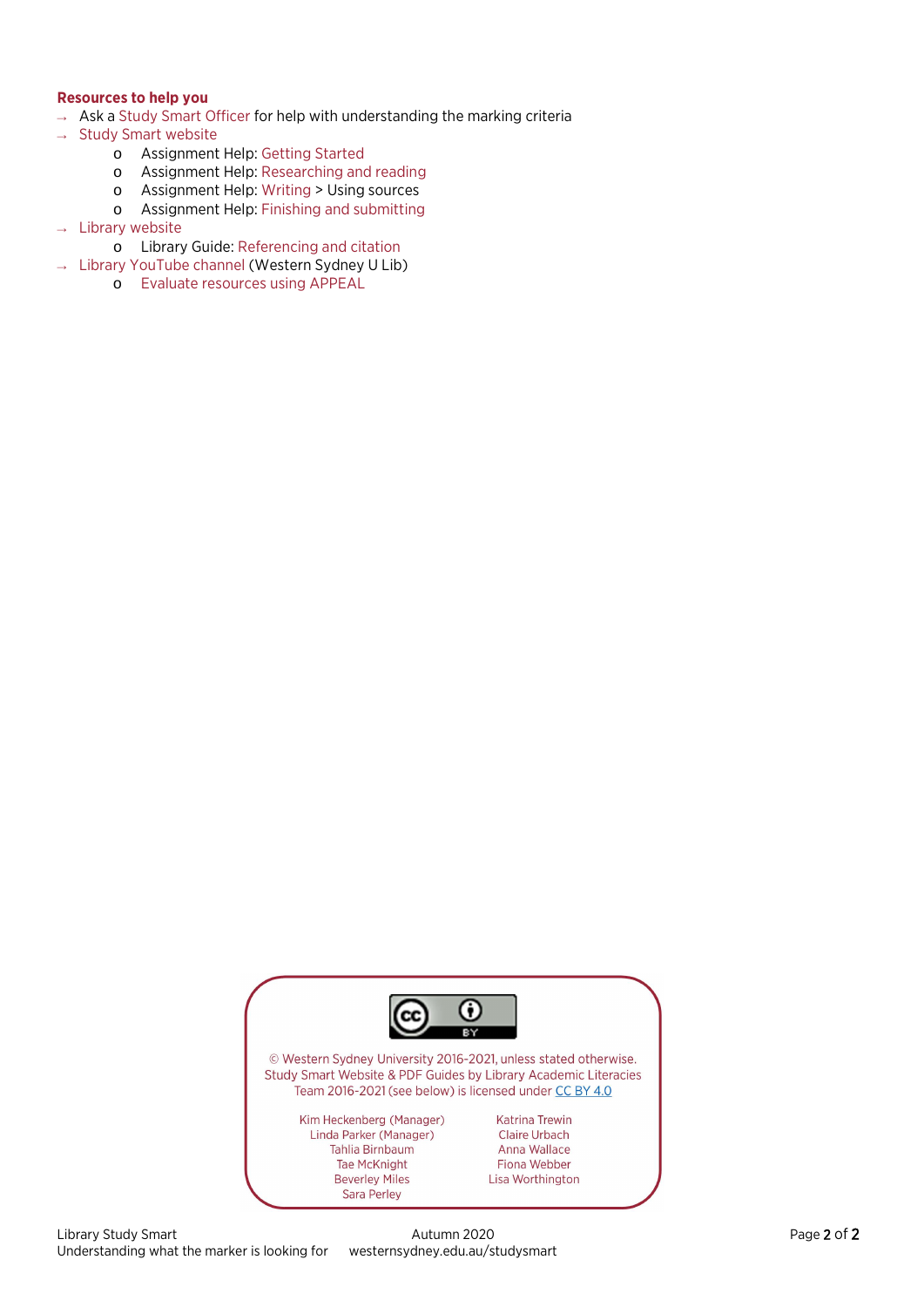**Resources to help you**

- Ask a Study Smart Officer for help with understanding the marking criteria
- Study Smart website
  - Assignment Help: Getting Started
  - Assignment Help: Researching and reading
  - Assignment Help: Writing > Using sources
  - Assignment Help: Finishing and submitting
- Library website
  - Library Guide: Referencing and citation
- Library YouTube channel (Western Sydney U Lib)
  - Evaluate resources using APPEAL

© Western Sydney University 2016-2021, unless stated otherwise.
Study Smart Website & PDF Guides by Library Academic Literacies Team 2016-2021 (see below) is licensed under CC BY 4.0

Kim Heckenberg (Manager)
Linda Parker (Manager)
Tahlia Birnbaum
Tae McKnight
Beverley Miles
Sara Perley
Katrina Trewin
Claire Urbach
Anna Wallace
Fiona Webber
Lisa Worthington